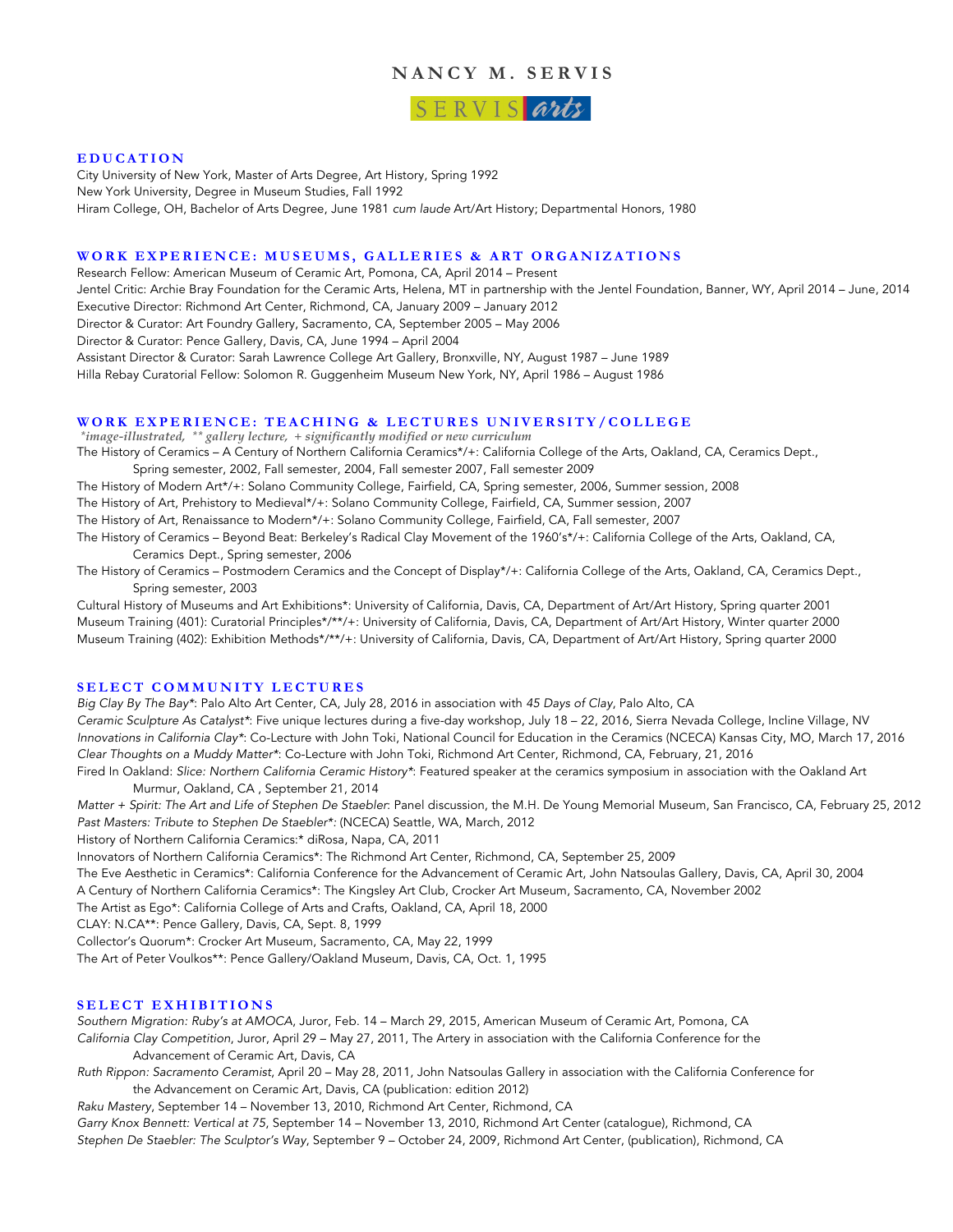# NANCY M. SERVIS

SERVIS arts

## EDUCATION

City University of New York, Master of Arts Degree, Art History, Spring 1992
New York University, Degree in Museum Studies, Fall 1992
Hiram College, OH, Bachelor of Arts Degree, June 1981 *cum laude* Art/Art History; Departmental Honors, 1980

## WORK EXPERIENCE: MUSEUMS, GALLERIES & ART ORGANIZATIONS

Research Fellow: American Museum of Ceramic Art, Pomona, CA, April 2014 – Present
Jentel Critic: Archie Bray Foundation for the Ceramic Arts, Helena, MT in partnership with the Jentel Foundation, Banner, WY, April 2014 – June, 2014
Executive Director: Richmond Art Center, Richmond, CA, January 2009 – January 2012
Director & Curator: Art Foundry Gallery, Sacramento, CA, September 2005 – May 2006
Director & Curator: Pence Gallery, Davis, CA, June 1994 – April 2004
Assistant Director & Curator: Sarah Lawrence College Art Gallery, Bronxville, NY, August 1987 – June 1989
Hilla Rebay Curatorial Fellow: Solomon R. Guggenheim Museum New York, NY, April 1986 – August 1986

## WORK EXPERIENCE: TEACHING & LECTURES UNIVERSITY/COLLEGE

*\*image-illustrated, \*\* gallery lecture, + significantly modified or new curriculum*

The History of Ceramics – A Century of Northern California Ceramics*/+: California College of the Arts, Oakland, CA, Ceramics Dept., Spring semester, 2002, Fall semester, 2004, Fall semester 2007, Fall semester 2009
The History of Modern Art*/+: Solano Community College, Fairfield, CA, Spring semester, 2006, Summer session, 2008
The History of Art, Prehistory to Medieval*/+: Solano Community College, Fairfield, CA, Summer session, 2007
The History of Art, Renaissance to Modern*/+: Solano Community College, Fairfield, CA, Fall semester, 2007
The History of Ceramics – Beyond Beat: Berkeley's Radical Clay Movement of the 1960's*/+: California College of the Arts, Oakland, CA, Ceramics Dept., Spring semester, 2006
The History of Ceramics – Postmodern Ceramics and the Concept of Display*/+: California College of the Arts, Oakland, CA, Ceramics Dept., Spring semester, 2003
Cultural History of Museums and Art Exhibitions*: University of California, Davis, CA, Department of Art/Art History, Spring quarter 2001
Museum Training (401): Curatorial Principles*/**/+: University of California, Davis, CA, Department of Art/Art History, Winter quarter 2000
Museum Training (402): Exhibition Methods*/**/+: University of California, Davis, CA, Department of Art/Art History, Spring quarter 2000

## SELECT COMMUNITY LECTURES

*Big Clay By The Bay**: Palo Alto Art Center, CA, July 28, 2016 in association with *45 Days of Clay*, Palo Alto, CA
*Ceramic Sculpture As Catalyst**: Five unique lectures during a five-day workshop, July 18 – 22, 2016, Sierra Nevada College, Incline Village, NV
*Innovations in California Clay**: Co-Lecture with John Toki, National Council for Education in the Ceramics (NCECA) Kansas City, MO, March 17, 2016
*Clear Thoughts on a Muddy Matter**: Co-Lecture with John Toki, Richmond Art Center, Richmond, CA, February, 21, 2016
Fired In Oakland: *Slice: Northern California Ceramic History**: Featured speaker at the ceramics symposium in association with the Oakland Art Murmur, Oakland, CA , September 21, 2014
*Matter + Spirit: The Art and Life of Stephen De Staebler*: Panel discussion, the M.H. De Young Memorial Museum, San Francisco, CA, February 25, 2012
*Past Masters: Tribute to Stephen De Staebler*:* (NCECA) Seattle, WA, March, 2012
History of Northern California Ceramics:* diRosa, Napa, CA, 2011
Innovators of Northern California Ceramics*: The Richmond Art Center, Richmond, CA, September 25, 2009
The Eve Aesthetic in Ceramics*: California Conference for the Advancement of Ceramic Art, John Natsoulas Gallery, Davis, CA, April 30, 2004
A Century of Northern California Ceramics*: The Kingsley Art Club, Crocker Art Museum, Sacramento, CA, November 2002
The Artist as Ego*: California College of Arts and Crafts, Oakland, CA, April 18, 2000
CLAY: N.CA**: Pence Gallery, Davis, CA, Sept. 8, 1999
Collector's Quorum*: Crocker Art Museum, Sacramento, CA, May 22, 1999
The Art of Peter Voulkos**: Pence Gallery/Oakland Museum, Davis, CA, Oct. 1, 1995

## SELECT EXHIBITIONS

*Southern Migration: Ruby's at AMOCA*, Juror, Feb. 14 – March 29, 2015, American Museum of Ceramic Art, Pomona, CA
*California Clay Competition*, Juror, April 29 – May 27, 2011, The Artery in association with the California Conference for the Advancement of Ceramic Art, Davis, CA
*Ruth Rippon: Sacramento Ceramist*, April 20 – May 28, 2011, John Natsoulas Gallery in association with the California Conference for the Advancement on Ceramic Art, Davis, CA (publication: edition 2012)
*Raku Mastery*, September 14 – November 13, 2010, Richmond Art Center, Richmond, CA
*Garry Knox Bennett: Vertical at 75*, September 14 – November 13, 2010, Richmond Art Center (catalogue), Richmond, CA
*Stephen De Staebler: The Sculptor's Way*, September 9 – October 24, 2009, Richmond Art Center, (publication), Richmond, CA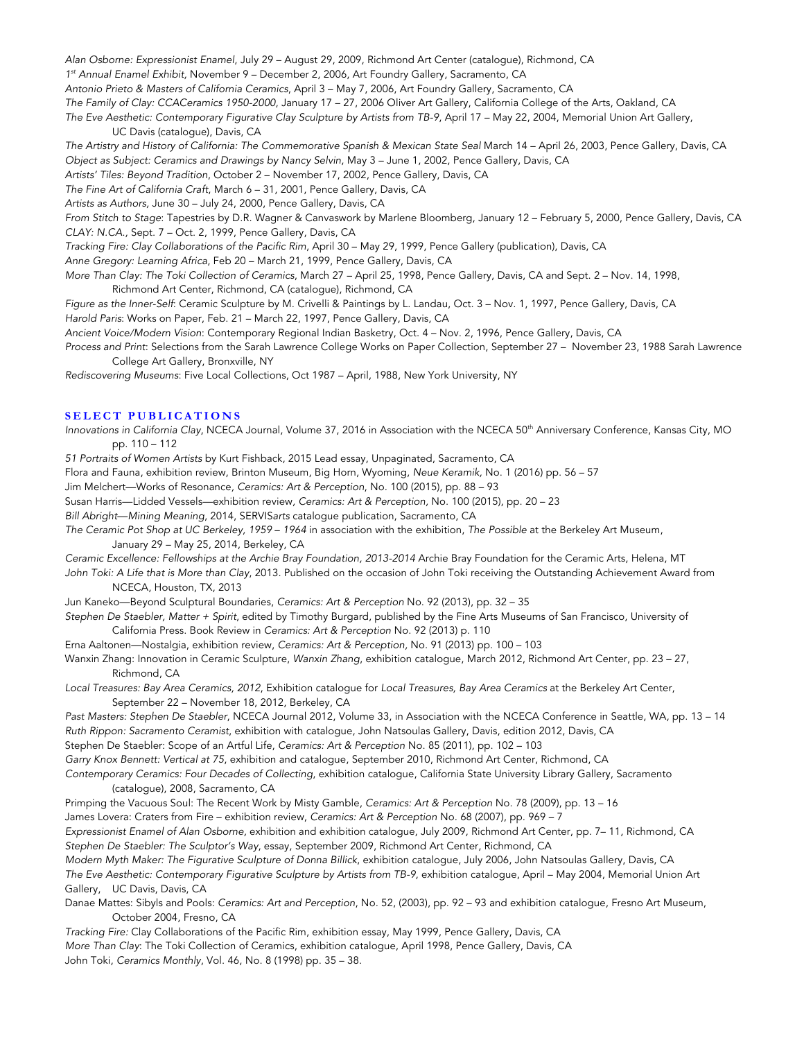*Alan Osborne: Expressionist Enamel*, July 29 – August 29, 2009, Richmond Art Center (catalogue), Richmond, CA

*1st Annual Enamel Exhibit*, November 9 – December 2, 2006, Art Foundry Gallery, Sacramento, CA

*Antonio Prieto & Masters of California Ceramics*, April 3 – May 7, 2006, Art Foundry Gallery, Sacramento, CA

*The Family of Clay: CCACeramics 1950-2000*, January 17 – 27, 2006 Oliver Art Gallery, California College of the Arts, Oakland, CA

*The Eve Aesthetic: Contemporary Figurative Clay Sculpture by Artists from TB-9*, April 17 – May 22, 2004, Memorial Union Art Gallery, UC Davis (catalogue), Davis, CA

*The Artistry and History of California: The Commemorative Spanish & Mexican State Seal* March 14 – April 26, 2003, Pence Gallery, Davis, CA

*Object as Subject: Ceramics and Drawings by Nancy Selvin*, May 3 – June 1, 2002, Pence Gallery, Davis, CA

*Artists' Tiles: Beyond Tradition*, October 2 – November 17, 2002, Pence Gallery, Davis, CA

*The Fine Art of California Craft*, March 6 – 31, 2001, Pence Gallery, Davis, CA

*Artists as Authors*, June 30 – July 24, 2000, Pence Gallery, Davis, CA

*From Stitch to Stage*: Tapestries by D.R. Wagner & Canvaswork by Marlene Bloomberg, January 12 – February 5, 2000, Pence Gallery, Davis, CA

*CLAY: N.CA.*, Sept. 7 – Oct. 2, 1999, Pence Gallery, Davis, CA

*Tracking Fire: Clay Collaborations of the Pacific Rim*, April 30 – May 29, 1999, Pence Gallery (publication), Davis, CA

*Anne Gregory: Learning Africa*, Feb 20 – March 21, 1999, Pence Gallery, Davis, CA

*More Than Clay: The Toki Collection of Ceramics*, March 27 – April 25, 1998, Pence Gallery, Davis, CA and Sept. 2 – Nov. 14, 1998, Richmond Art Center, Richmond, CA (catalogue), Richmond, CA

*Figure as the Inner-Self*: Ceramic Sculpture by M. Crivelli & Paintings by L. Landau, Oct. 3 – Nov. 1, 1997, Pence Gallery, Davis, CA

*Harold Paris*: Works on Paper, Feb. 21 – March 22, 1997, Pence Gallery, Davis, CA

*Ancient Voice/Modern Vision*: Contemporary Regional Indian Basketry, Oct. 4 – Nov. 2, 1996, Pence Gallery, Davis, CA

*Process and Print*: Selections from the Sarah Lawrence College Works on Paper Collection, September 27 – November 23, 1988 Sarah Lawrence College Art Gallery, Bronxville, NY

*Rediscovering Museums*: Five Local Collections, Oct 1987 – April, 1988, New York University, NY

## SELECT PUBLICATIONS

*Innovations in California Clay*, NCECA Journal, Volume 37, 2016 in Association with the NCECA 50th Anniversary Conference, Kansas City, MO pp. 110 – 112

*51 Portraits of Women Artists* by Kurt Fishback, 2015 Lead essay, Unpaginated, Sacramento, CA

Flora and Fauna, exhibition review, Brinton Museum, Big Horn, Wyoming, *Neue Keramik*, No. 1 (2016) pp. 56 – 57

Jim Melchert—Works of Resonance, *Ceramics: Art & Perception*, No. 100 (2015), pp. 88 – 93

Susan Harris—Lidded Vessels—exhibition review, *Ceramics: Art & Perception*, No. 100 (2015), pp. 20 – 23

*Bill Abright—Mining Meaning*, 2014, SERVISarts catalogue publication, Sacramento, CA

*The Ceramic Pot Shop at UC Berkeley, 1959 – 1964* in association with the exhibition, *The Possible* at the Berkeley Art Museum, January 29 – May 25, 2014, Berkeley, CA

*Ceramic Excellence: Fellowships at the Archie Bray Foundation, 2013-2014* Archie Bray Foundation for the Ceramic Arts, Helena, MT

*John Toki: A Life that is More than Clay*, 2013. Published on the occasion of John Toki receiving the Outstanding Achievement Award from NCECA, Houston, TX, 2013

Jun Kaneko—Beyond Sculptural Boundaries, *Ceramics: Art & Perception* No. 92 (2013), pp. 32 – 35

*Stephen De Staebler, Matter + Spirit*, edited by Timothy Burgard, published by the Fine Arts Museums of San Francisco, University of California Press. Book Review in *Ceramics: Art & Perception* No. 92 (2013) p. 110

Erna Aaltonen—Nostalgia, exhibition review, *Ceramics: Art & Perception*, No. 91 (2013) pp. 100 – 103

Wanxin Zhang: Innovation in Ceramic Sculpture, *Wanxin Zhang*, exhibition catalogue, March 2012, Richmond Art Center, pp. 23 – 27, Richmond, CA

*Local Treasures: Bay Area Ceramics, 2012*, Exhibition catalogue for *Local Treasures, Bay Area Ceramics* at the Berkeley Art Center, September 22 – November 18, 2012, Berkeley, CA

*Past Masters: Stephen De Staebler*, NCECA Journal 2012, Volume 33, in Association with the NCECA Conference in Seattle, WA, pp. 13 – 14

*Ruth Rippon: Sacramento Ceramist*, exhibition with catalogue, John Natsoulas Gallery, Davis, edition 2012, Davis, CA

Stephen De Staebler: Scope of an Artful Life, *Ceramics: Art & Perception* No. 85 (2011), pp. 102 – 103

*Gary Knox Bennett: Vertical at 75*, exhibition and catalogue, September 2010, Richmond Art Center, Richmond, CA

*Contemporary Ceramics: Four Decades of Collecting*, exhibition catalogue, California State University Library Gallery, Sacramento (catalogue), 2008, Sacramento, CA

Primping the Vacuous Soul: The Recent Work by Misty Gamble, *Ceramics: Art & Perception* No. 78 (2009), pp. 13 – 16

James Lovera: Craters from Fire – exhibition review, *Ceramics: Art & Perception* No. 68 (2007), pp. 969 – 7

*Expressionist Enamel of Alan Osborne*, exhibition and exhibition catalogue, July 2009, Richmond Art Center, pp. 7– 11, Richmond, CA

*Stephen De Staebler: The Sculptor's Way*, essay, September 2009, Richmond Art Center, Richmond, CA

*Modern Myth Maker: The Figurative Sculpture of Donna Billick*, exhibition catalogue, July 2006, John Natsoulas Gallery, Davis, CA

*The Eve Aesthetic: Contemporary Figurative Clay Sculpture by Artists from TB-9*, exhibition catalogue, April – May 2004, Memorial Union Art Gallery, UC Davis, Davis, CA

Danae Mattes: Sibyls and Pools: *Ceramics: Art and Perception*, No. 52, (2003), pp. 92 – 93 and exhibition catalogue, Fresno Art Museum, October 2004, Fresno, CA

*Tracking Fire:* Clay Collaborations of the Pacific Rim, exhibition essay, May 1999, Pence Gallery, Davis, CA

*More Than Clay*: The Toki Collection of Ceramics, exhibition catalogue, April 1998, Pence Gallery, Davis, CA

John Toki, *Ceramics Monthly*, Vol. 46, No. 8 (1998) pp. 35 – 38.